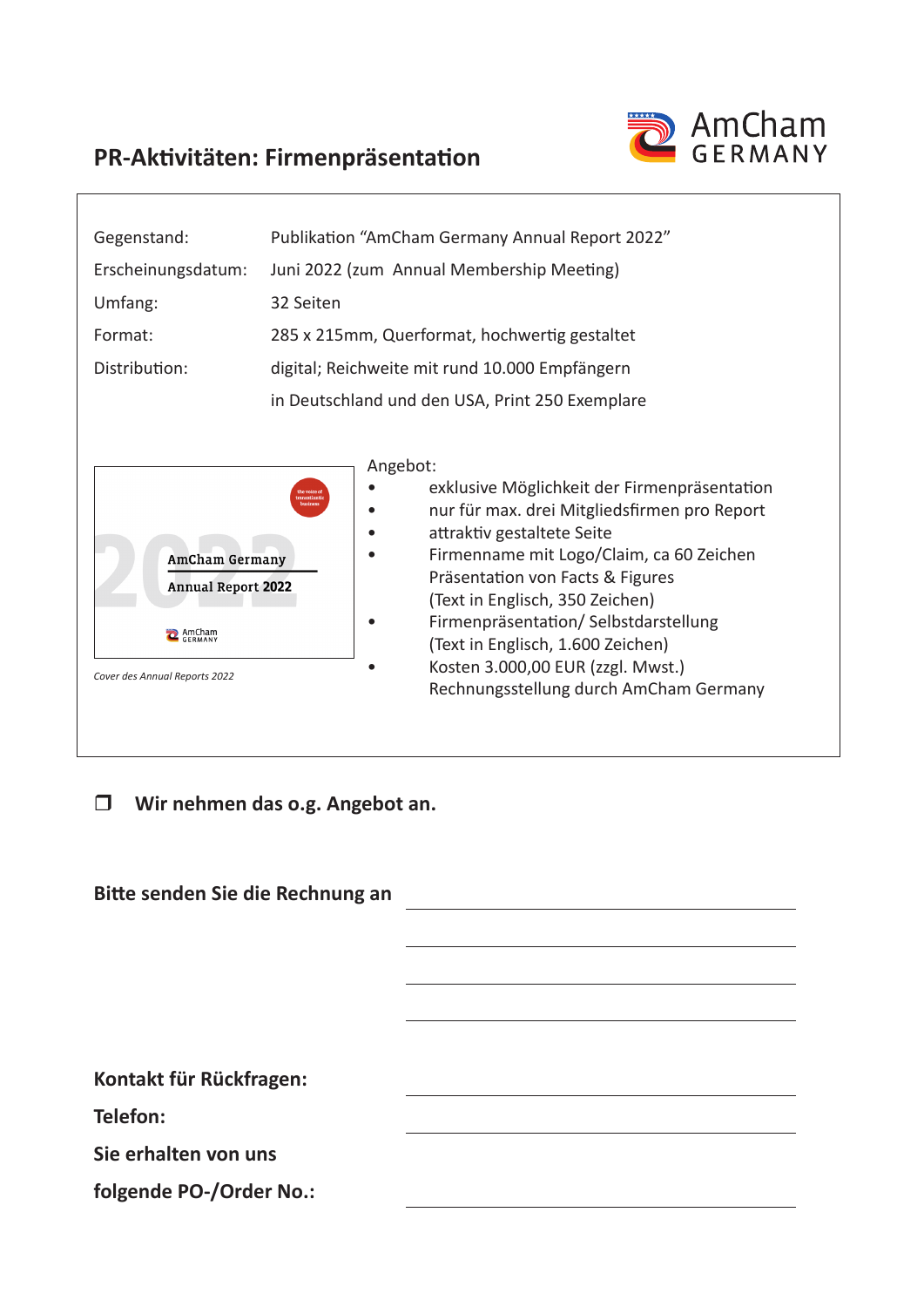# PR-Aktivitäten: Firmenpräsentation

AmCham GERMANY

| | |
|---|---|
| Gegenstand: | Publikation "AmCham Germany Annual Report 2022" |
| Erscheinungsdatum: | Juni 2022 (zum Annual Membership Meeting) |
| Umfang: | 32 Seiten |
| Format: | 285 x 215mm, Querformat, hochwertig gestaltet |
| Distribution: | digital; Reichweite mit rund 10.000 Empfängern in Deutschland und den USA, Print 250 Exemplare |

AmCham Germany
Annual Report 2022

*Cover des Annual Reports 2022*

Angebot:

- exklusive Möglichkeit der Firmenpräsentation
- nur für max. drei Mitgliedsfirmen pro Report
- attraktiv gestaltete Seite
- Firmenname mit Logo/Claim, ca 60 Zeichen
  Präsentation von Facts & Figures
  (Text in Englisch, 350 Zeichen)
- Firmenpräsentation/ Selbstdarstellung
  (Text in Englisch, 1.600 Zeichen)
- Kosten 3.000,00 EUR (zzgl. Mwst.)
  Rechnungsstellung durch AmCham Germany

❒ **Wir nehmen das o.g. Angebot an.**

**Bitte senden Sie die Rechnung an** ____________________

____________________

____________________

____________________

**Kontakt für Rückfragen:** ____________________

**Telefon:** ____________________

**Sie erhalten von uns**

**folgende PO-/Order No.:** ____________________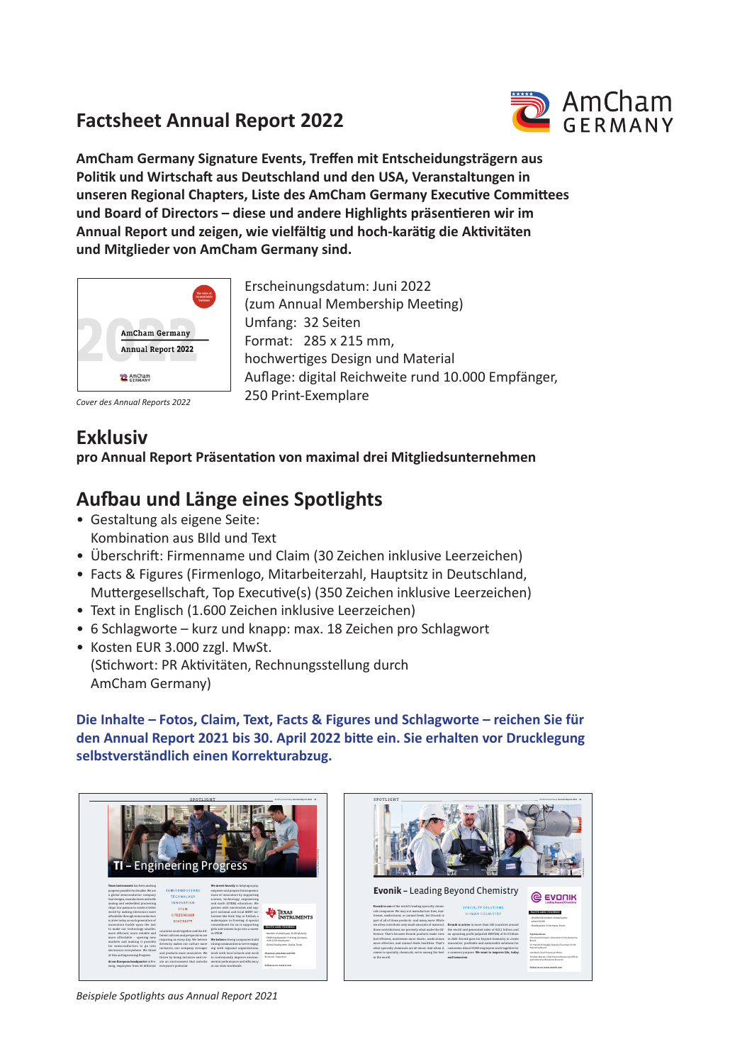# Factsheet Annual Report 2022

**AmCham Germany Signature Events, Treffen mit Entscheidungsträgern aus Politik und Wirtschaft aus Deutschland und den USA, Veranstaltungen in unseren Regional Chapters, Liste des AmCham Germany Executive Committees und Board of Directors – diese und andere Highlights präsentieren wir im Annual Report und zeigen, wie vielfältig und hoch-karätig die Aktivitäten und Mitglieder von AmCham Germany sind.**

*Cover des Annual Reports 2022*

Erscheinungsdatum: Juni 2022
(zum Annual Membership Meeting)
Umfang: 32 Seiten
Format: 285 x 215 mm,
hochwertiges Design und Material
Auflage: digital Reichweite rund 10.000 Empfänger,
250 Print-Exemplare

## Exklusiv

**pro Annual Report Präsentation von maximal drei Mitgliedsunternehmen**

## Aufbau und Länge eines Spotlights

- Gestaltung als eigene Seite:
  Kombination aus BIld und Text
- Überschrift: Firmenname und Claim (30 Zeichen inklusive Leerzeichen)
- Facts & Figures (Firmenlogo, Mitarbeiterzahl, Hauptsitz in Deutschland, Muttergesellschaft, Top Executive(s) (350 Zeichen inklusive Leerzeichen)
- Text in Englisch (1.600 Zeichen inklusive Leerzeichen)
- 6 Schlagworte – kurz und knapp: max. 18 Zeichen pro Schlagwort
- Kosten EUR 3.000 zzgl. MwSt.
  (Stichwort: PR Aktivitäten, Rechnungsstellung durch AmCham Germany)

**Die Inhalte – Fotos, Claim, Text, Facts & Figures und Schlagworte – reichen Sie für den Annual Report 2021 bis 30. April 2022 bitte ein. Sie erhalten vor Drucklegung selbstverständlich einen Korrekturabzug.**

*Beispiele Spotlights aus Annual Report 2021*